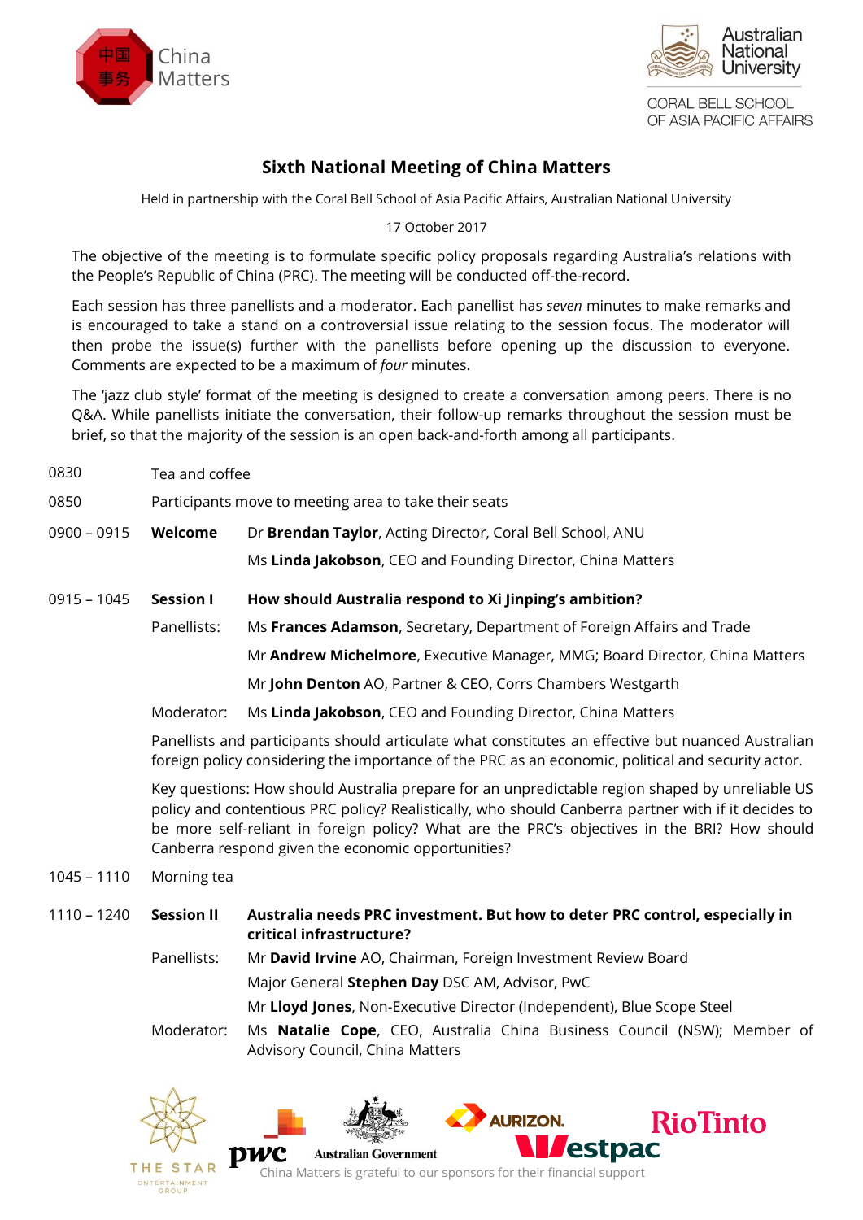China Matters

Australian National University
CORAL BELL SCHOOL OF ASIA PACIFIC AFFAIRS

# Sixth National Meeting of China Matters

Held in partnership with the Coral Bell School of Asia Pacific Affairs, Australian National University

17 October 2017

The objective of the meeting is to formulate specific policy proposals regarding Australia's relations with the People's Republic of China (PRC). The meeting will be conducted off-the-record.

Each session has three panellists and a moderator. Each panellist has *seven* minutes to make remarks and is encouraged to take a stand on a controversial issue relating to the session focus. The moderator will then probe the issue(s) further with the panellists before opening up the discussion to everyone. Comments are expected to be a maximum of *four* minutes.

The 'jazz club style' format of the meeting is designed to create a conversation among peers. There is no Q&A. While panellists initiate the conversation, their follow-up remarks throughout the session must be brief, so that the majority of the session is an open back-and-forth among all participants.

0830 Tea and coffee

0850 Participants move to meeting area to take their seats

0900 – 0915 **Welcome**

Dr **Brendan Taylor**, Acting Director, Coral Bell School, ANU

Ms **Linda Jakobson**, CEO and Founding Director, China Matters

0915 – 1045 **Session I** **How should Australia respond to Xi Jinping's ambition?**

Panellists:

Ms **Frances Adamson**, Secretary, Department of Foreign Affairs and Trade

Mr **Andrew Michelmore**, Executive Manager, MMG; Board Director, China Matters

Mr **John Denton** AO, Partner & CEO, Corrs Chambers Westgarth

Moderator: Ms **Linda Jakobson**, CEO and Founding Director, China Matters

Panellists and participants should articulate what constitutes an effective but nuanced Australian foreign policy considering the importance of the PRC as an economic, political and security actor.

Key questions: How should Australia prepare for an unpredictable region shaped by unreliable US policy and contentious PRC policy? Realistically, who should Canberra partner with if it decides to be more self-reliant in foreign policy? What are the PRC's objectives in the BRI? How should Canberra respond given the economic opportunities?

1045 – 1110 Morning tea

1110 – 1240 **Session II** **Australia needs PRC investment. But how to deter PRC control, especially in critical infrastructure?**

Panellists:

Mr **David Irvine** AO, Chairman, Foreign Investment Review Board

Major General **Stephen Day** DSC AM, Advisor, PwC

Mr **Lloyd Jones**, Non-Executive Director (Independent), Blue Scope Steel

Moderator: Ms **Natalie Cope**, CEO, Australia China Business Council (NSW); Member of Advisory Council, China Matters

China Matters is grateful to our sponsors for their financial support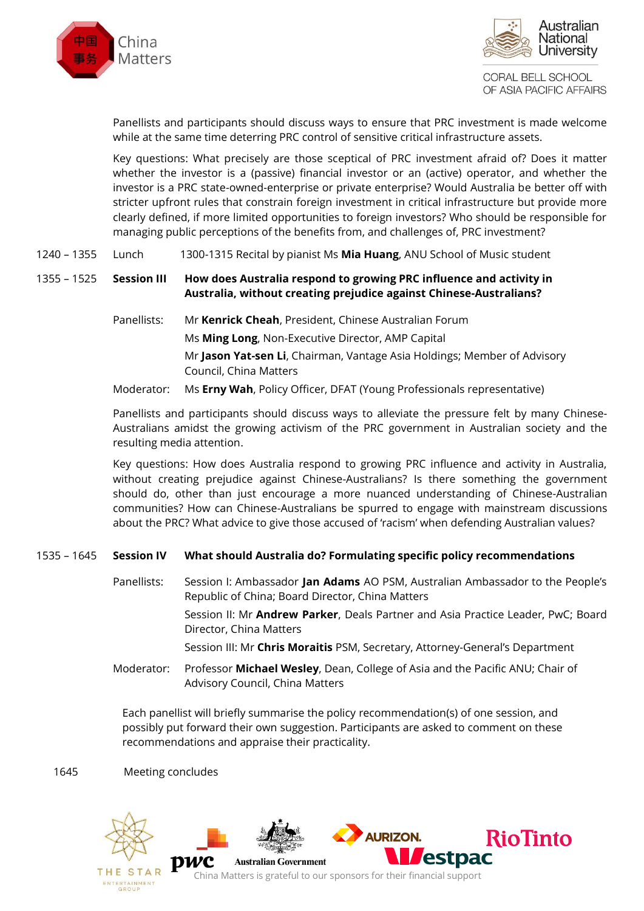Panellists and participants should discuss ways to ensure that PRC investment is made welcome while at the same time deterring PRC control of sensitive critical infrastructure assets.

Key questions: What precisely are those sceptical of PRC investment afraid of? Does it matter whether the investor is a (passive) financial investor or an (active) operator, and whether the investor is a PRC state-owned-enterprise or private enterprise? Would Australia be better off with stricter upfront rules that constrain foreign investment in critical infrastructure but provide more clearly defined, if more limited opportunities to foreign investors? Who should be responsible for managing public perceptions of the benefits from, and challenges of, PRC investment?

1240 – 1355 Lunch 1300-1315 Recital by pianist Ms **Mia Huang**, ANU School of Music student

1355 – 1525 **Session III** **How does Australia respond to growing PRC influence and activity in Australia, without creating prejudice against Chinese-Australians?**

Panellists:
Mr **Kenrick Cheah**, President, Chinese Australian Forum
Ms **Ming Long**, Non-Executive Director, AMP Capital
Mr **Jason Yat-sen Li**, Chairman, Vantage Asia Holdings; Member of Advisory Council, China Matters

Moderator: Ms **Erny Wah**, Policy Officer, DFAT (Young Professionals representative)

Panellists and participants should discuss ways to alleviate the pressure felt by many Chinese-Australians amidst the growing activism of the PRC government in Australian society and the resulting media attention.

Key questions: How does Australia respond to growing PRC influence and activity in Australia, without creating prejudice against Chinese-Australians? Is there something the government should do, other than just encourage a more nuanced understanding of Chinese-Australian communities? How can Chinese-Australians be spurred to engage with mainstream discussions about the PRC? What advice to give those accused of 'racism' when defending Australian values?

1535 – 1645 **Session IV** **What should Australia do? Formulating specific policy recommendations**

Panellists:
Session I: Ambassador **Jan Adams** AO PSM, Australian Ambassador to the People's Republic of China; Board Director, China Matters
Session II: Mr **Andrew Parker**, Deals Partner and Asia Practice Leader, PwC; Board Director, China Matters
Session III: Mr **Chris Moraitis** PSM, Secretary, Attorney-General's Department

Moderator: Professor **Michael Wesley**, Dean, College of Asia and the Pacific ANU; Chair of Advisory Council, China Matters

Each panellist will briefly summarise the policy recommendation(s) of one session, and possibly put forward their own suggestion. Participants are asked to comment on these recommendations and appraise their practicality.

1645 Meeting concludes

China Matters is grateful to our sponsors for their financial support